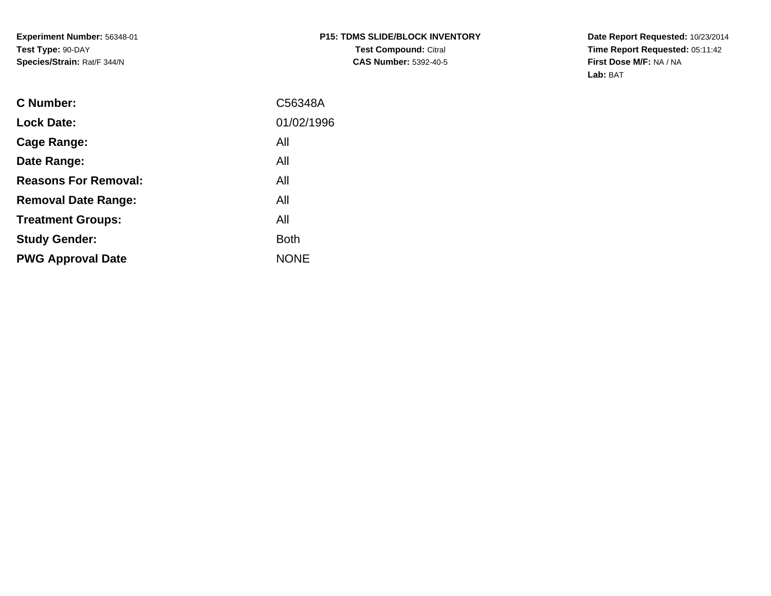**Experiment Number:** 56348-01
**Test Type:** 90-DAY
**Species/Strain:** Rat/F 344/N

**P15: TDMS SLIDE/BLOCK INVENTORY**
**Test Compound:** Citral
**CAS Number:** 5392-40-5

**Date Report Requested:** 10/23/2014
**Time Report Requested:** 05:11:42
**First Dose M/F:** NA / NA
**Lab:** BAT

| | |
|---|---|
| **C Number:** | C56348A |
| **Lock Date:** | 01/02/1996 |
| **Cage Range:** | All |
| **Date Range:** | All |
| **Reasons For Removal:** | All |
| **Removal Date Range:** | All |
| **Treatment Groups:** | All |
| **Study Gender:** | Both |
| **PWG Approval Date** | NONE |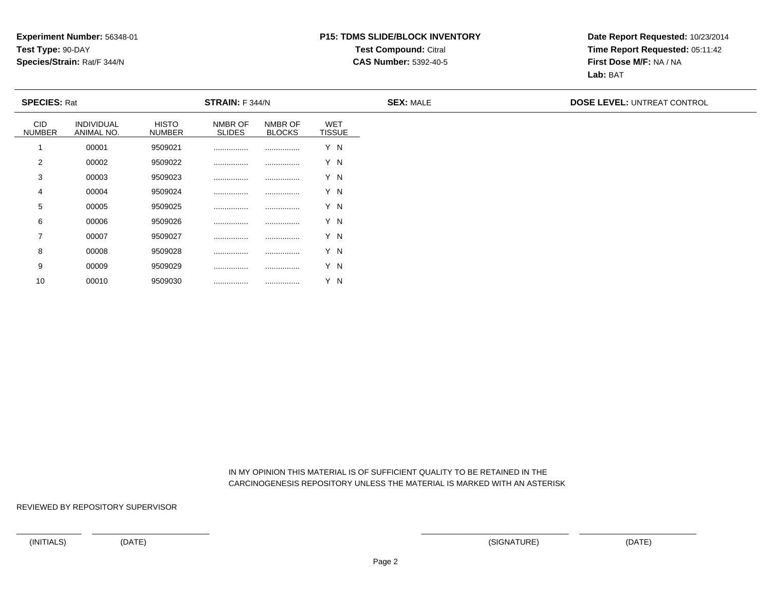**Experiment Number:** 56348-01
**Test Type:** 90-DAY
**Species/Strain:** Rat/F 344/N

**P15: TDMS SLIDE/BLOCK INVENTORY**
**Test Compound:** Citral
**CAS Number:** 5392-40-5

**Date Report Requested:** 10/23/2014
**Time Report Requested:** 05:11:42
**First Dose M/F:** NA / NA
**Lab:** BAT

**SPECIES:** Rat **STRAIN:** F 344/N **SEX:** MALE **DOSE LEVEL:** UNTREAT CONTROL

| CID NUMBER | INDIVIDUAL ANIMAL NO. | HISTO NUMBER | NMBR OF SLIDES | NMBR OF BLOCKS | WET TISSUE |
|---|---|---|---|---|---|
| 1 | 00001 | 9509021 | ................ | ................ | Y N |
| 2 | 00002 | 9509022 | ................ | ................ | Y N |
| 3 | 00003 | 9509023 | ................ | ................ | Y N |
| 4 | 00004 | 9509024 | ................ | ................ | Y N |
| 5 | 00005 | 9509025 | ................ | ................ | Y N |
| 6 | 00006 | 9509026 | ................ | ................ | Y N |
| 7 | 00007 | 9509027 | ................ | ................ | Y N |
| 8 | 00008 | 9509028 | ................ | ................ | Y N |
| 9 | 00009 | 9509029 | ................ | ................ | Y N |
| 10 | 00010 | 9509030 | ................ | ................ | Y N |

IN MY OPINION THIS MATERIAL IS OF SUFFICIENT QUALITY TO BE RETAINED IN THE CARCINOGENESIS REPOSITORY UNLESS THE MATERIAL IS MARKED WITH AN ASTERISK

REVIEWED BY REPOSITORY SUPERVISOR

(INITIALS) (DATE) (SIGNATURE) (DATE)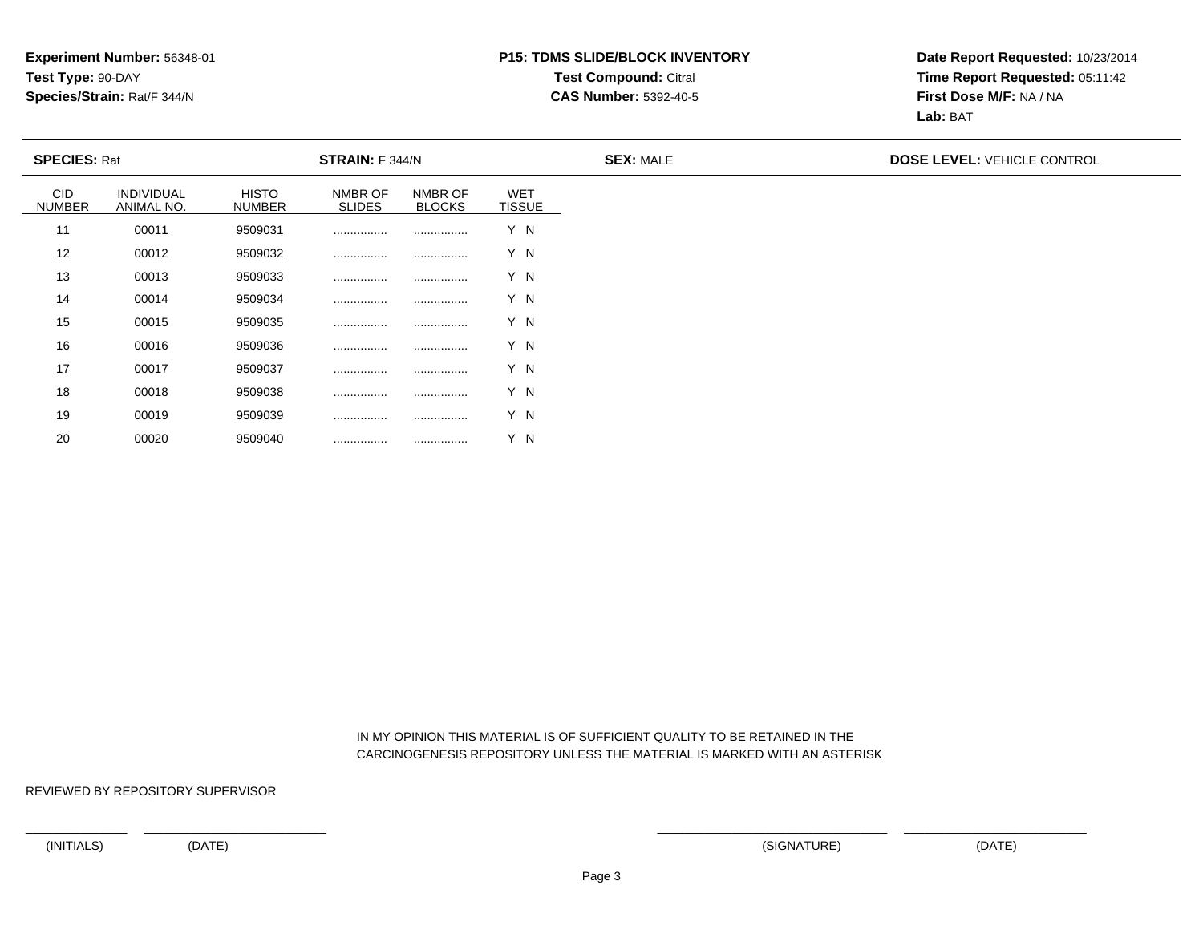**Experiment Number:** 56348-01
**Test Type:** 90-DAY
**Species/Strain:** Rat/F 344/N

**P15: TDMS SLIDE/BLOCK INVENTORY**
**Test Compound:** Citral
**CAS Number:** 5392-40-5

**Date Report Requested:** 10/23/2014
**Time Report Requested:** 05:11:42
**First Dose M/F:** NA / NA
**Lab:** BAT

**SPECIES:** Rat **STRAIN:** F 344/N **SEX:** MALE **DOSE LEVEL:** VEHICLE CONTROL

| CID NUMBER | INDIVIDUAL ANIMAL NO. | HISTO NUMBER | NMBR OF SLIDES | NMBR OF BLOCKS | WET TISSUE |
|---|---|---|---|---|---|
| 11 | 00011 | 9509031 | ................ | ................ | Y N |
| 12 | 00012 | 9509032 | ................ | ................ | Y N |
| 13 | 00013 | 9509033 | ................ | ................ | Y N |
| 14 | 00014 | 9509034 | ................ | ................ | Y N |
| 15 | 00015 | 9509035 | ................ | ................ | Y N |
| 16 | 00016 | 9509036 | ................ | ................ | Y N |
| 17 | 00017 | 9509037 | ................ | ................ | Y N |
| 18 | 00018 | 9509038 | ................ | ................ | Y N |
| 19 | 00019 | 9509039 | ................ | ................ | Y N |
| 20 | 00020 | 9509040 | ................ | ................ | Y N |

IN MY OPINION THIS MATERIAL IS OF SUFFICIENT QUALITY TO BE RETAINED IN THE CARCINOGENESIS REPOSITORY UNLESS THE MATERIAL IS MARKED WITH AN ASTERISK

REVIEWED BY REPOSITORY SUPERVISOR

(INITIALS) (DATE) (SIGNATURE) (DATE)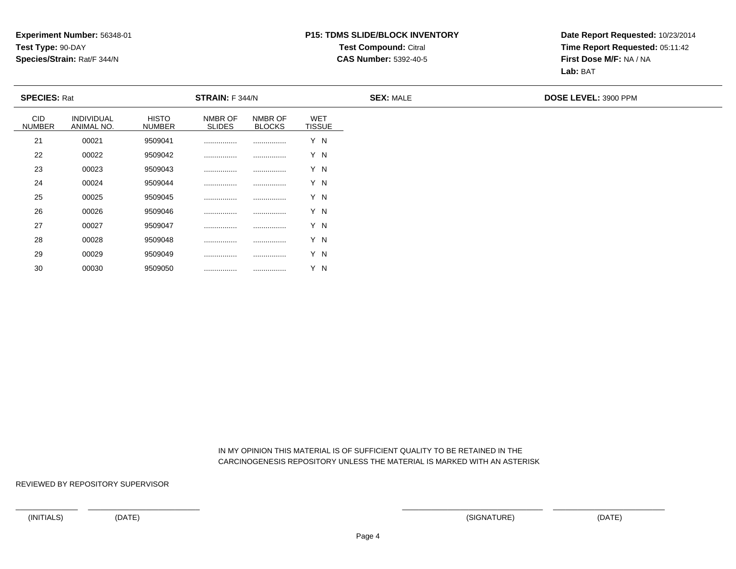**Experiment Number:** 56348-01
**Test Type:** 90-DAY
**Species/Strain:** Rat/F 344/N

**P15: TDMS SLIDE/BLOCK INVENTORY**
**Test Compound:** Citral
**CAS Number:** 5392-40-5

**Date Report Requested:** 10/23/2014
**Time Report Requested:** 05:11:42
**First Dose M/F:** NA / NA
**Lab:** BAT

**SPECIES:** Rat **STRAIN:** F 344/N **SEX:** MALE **DOSE LEVEL:** 3900 PPM

| CID NUMBER | INDIVIDUAL ANIMAL NO. | HISTO NUMBER | NMBR OF SLIDES | NMBR OF BLOCKS | WET TISSUE |
|---|---|---|---|---|---|
| 21 | 00021 | 9509041 | ................ | ................ | Y N |
| 22 | 00022 | 9509042 | ................ | ................ | Y N |
| 23 | 00023 | 9509043 | ................ | ................ | Y N |
| 24 | 00024 | 9509044 | ................ | ................ | Y N |
| 25 | 00025 | 9509045 | ................ | ................ | Y N |
| 26 | 00026 | 9509046 | ................ | ................ | Y N |
| 27 | 00027 | 9509047 | ................ | ................ | Y N |
| 28 | 00028 | 9509048 | ................ | ................ | Y N |
| 29 | 00029 | 9509049 | ................ | ................ | Y N |
| 30 | 00030 | 9509050 | ................ | ................ | Y N |

IN MY OPINION THIS MATERIAL IS OF SUFFICIENT QUALITY TO BE RETAINED IN THE CARCINOGENESIS REPOSITORY UNLESS THE MATERIAL IS MARKED WITH AN ASTERISK

REVIEWED BY REPOSITORY SUPERVISOR

(INITIALS) (DATE) (SIGNATURE) (DATE)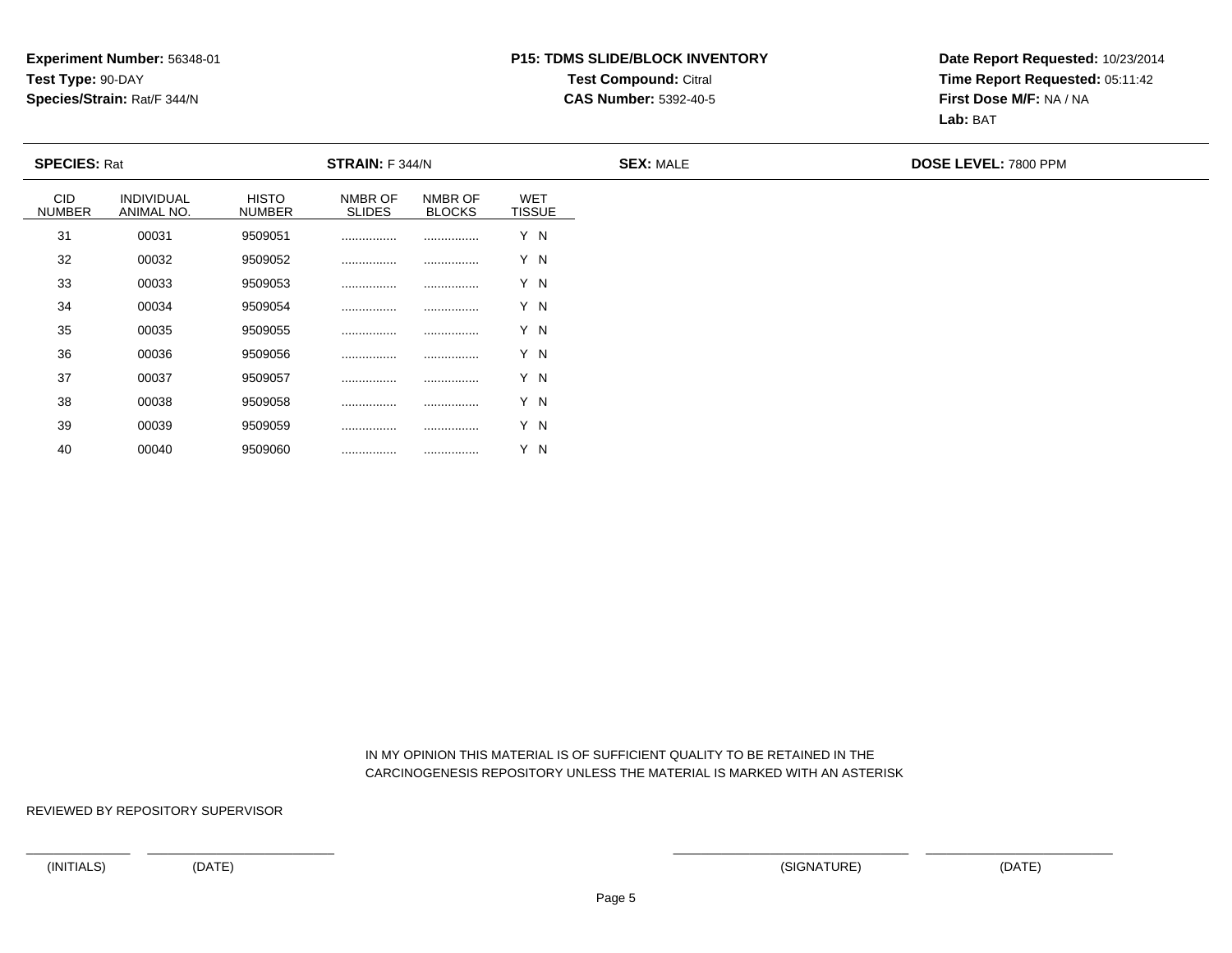**Experiment Number:** 56348-01
**Test Type:** 90-DAY
**Species/Strain:** Rat/F 344/N

**P15: TDMS SLIDE/BLOCK INVENTORY**
**Test Compound:** Citral
**CAS Number:** 5392-40-5

**Date Report Requested:** 10/23/2014
**Time Report Requested:** 05:11:42
**First Dose M/F:** NA / NA
**Lab:** BAT

**SPECIES:** Rat **STRAIN:** F 344/N **SEX:** MALE **DOSE LEVEL:** 7800 PPM

| CID NUMBER | INDIVIDUAL ANIMAL NO. | HISTO NUMBER | NMBR OF SLIDES | NMBR OF BLOCKS | WET TISSUE |
|---|---|---|---|---|---|
| 31 | 00031 | 9509051 | ................ | ................ | Y N |
| 32 | 00032 | 9509052 | ................ | ................ | Y N |
| 33 | 00033 | 9509053 | ................ | ................ | Y N |
| 34 | 00034 | 9509054 | ................ | ................ | Y N |
| 35 | 00035 | 9509055 | ................ | ................ | Y N |
| 36 | 00036 | 9509056 | ................ | ................ | Y N |
| 37 | 00037 | 9509057 | ................ | ................ | Y N |
| 38 | 00038 | 9509058 | ................ | ................ | Y N |
| 39 | 00039 | 9509059 | ................ | ................ | Y N |
| 40 | 00040 | 9509060 | ................ | ................ | Y N |

IN MY OPINION THIS MATERIAL IS OF SUFFICIENT QUALITY TO BE RETAINED IN THE CARCINOGENESIS REPOSITORY UNLESS THE MATERIAL IS MARKED WITH AN ASTERISK

REVIEWED BY REPOSITORY SUPERVISOR

(INITIALS) (DATE) (SIGNATURE) (DATE)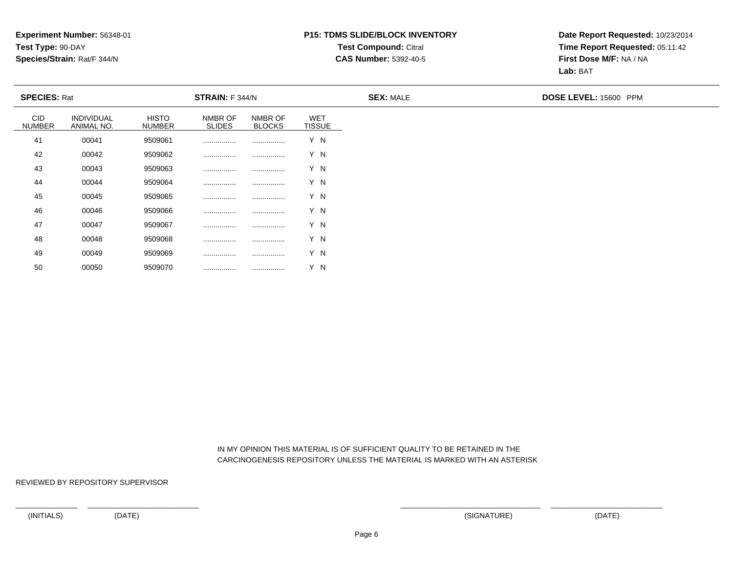**Experiment Number:** 56348-01
**Test Type:** 90-DAY
**Species/Strain:** Rat/F 344/N

**P15: TDMS SLIDE/BLOCK INVENTORY**
**Test Compound:** Citral
**CAS Number:** 5392-40-5

**Date Report Requested:** 10/23/2014
**Time Report Requested:** 05:11:42
**First Dose M/F:** NA / NA
**Lab:** BAT

**SPECIES:** Rat **STRAIN:** F 344/N **SEX:** MALE **DOSE LEVEL:** 15600 PPM

| CID NUMBER | INDIVIDUAL ANIMAL NO. | HISTO NUMBER | NMBR OF SLIDES | NMBR OF BLOCKS | WET TISSUE |
|---|---|---|---|---|---|
| 41 | 00041 | 9509061 | ................ | ................ | Y N |
| 42 | 00042 | 9509062 | ................ | ................ | Y N |
| 43 | 00043 | 9509063 | ................ | ................ | Y N |
| 44 | 00044 | 9509064 | ................ | ................ | Y N |
| 45 | 00045 | 9509065 | ................ | ................ | Y N |
| 46 | 00046 | 9509066 | ................ | ................ | Y N |
| 47 | 00047 | 9509067 | ................ | ................ | Y N |
| 48 | 00048 | 9509068 | ................ | ................ | Y N |
| 49 | 00049 | 9509069 | ................ | ................ | Y N |
| 50 | 00050 | 9509070 | ................ | ................ | Y N |

IN MY OPINION THIS MATERIAL IS OF SUFFICIENT QUALITY TO BE RETAINED IN THE CARCINOGENESIS REPOSITORY UNLESS THE MATERIAL IS MARKED WITH AN ASTERISK

REVIEWED BY REPOSITORY SUPERVISOR

(INITIALS) (DATE) (SIGNATURE) (DATE)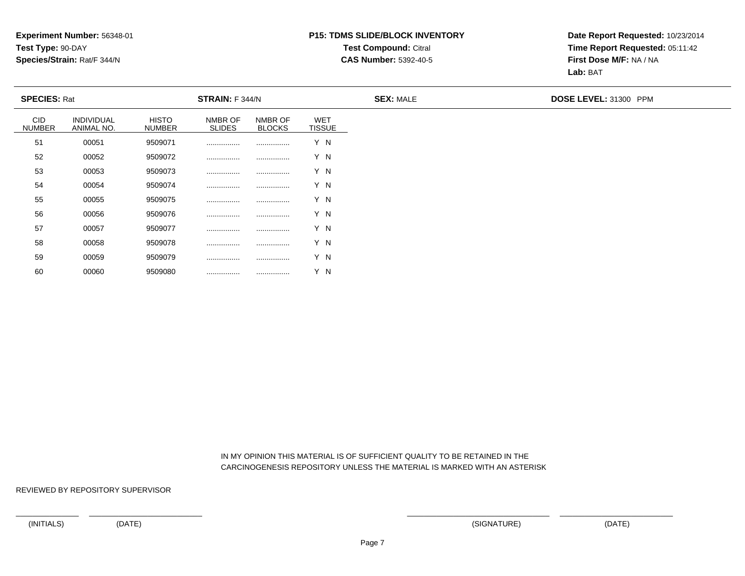**Experiment Number:** 56348-01
**Test Type:** 90-DAY
**Species/Strain:** Rat/F 344/N

**P15: TDMS SLIDE/BLOCK INVENTORY**
**Test Compound:** Citral
**CAS Number:** 5392-40-5

**Date Report Requested:** 10/23/2014
**Time Report Requested:** 05:11:42
**First Dose M/F:** NA / NA
**Lab:** BAT

**SPECIES:** Rat | **STRAIN:** F 344/N | **SEX:** MALE | **DOSE LEVEL:** 31300 PPM

| CID NUMBER | INDIVIDUAL ANIMAL NO. | HISTO NUMBER | NMBR OF SLIDES | NMBR OF BLOCKS | WET TISSUE |
|---|---|---|---|---|---|
| 51 | 00051 | 9509071 | ................ | ................ | Y N |
| 52 | 00052 | 9509072 | ................ | ................ | Y N |
| 53 | 00053 | 9509073 | ................ | ................ | Y N |
| 54 | 00054 | 9509074 | ................ | ................ | Y N |
| 55 | 00055 | 9509075 | ................ | ................ | Y N |
| 56 | 00056 | 9509076 | ................ | ................ | Y N |
| 57 | 00057 | 9509077 | ................ | ................ | Y N |
| 58 | 00058 | 9509078 | ................ | ................ | Y N |
| 59 | 00059 | 9509079 | ................ | ................ | Y N |
| 60 | 00060 | 9509080 | ................ | ................ | Y N |

IN MY OPINION THIS MATERIAL IS OF SUFFICIENT QUALITY TO BE RETAINED IN THE CARCINOGENESIS REPOSITORY UNLESS THE MATERIAL IS MARKED WITH AN ASTERISK

REVIEWED BY REPOSITORY SUPERVISOR

(INITIALS) (DATE) (SIGNATURE) (DATE)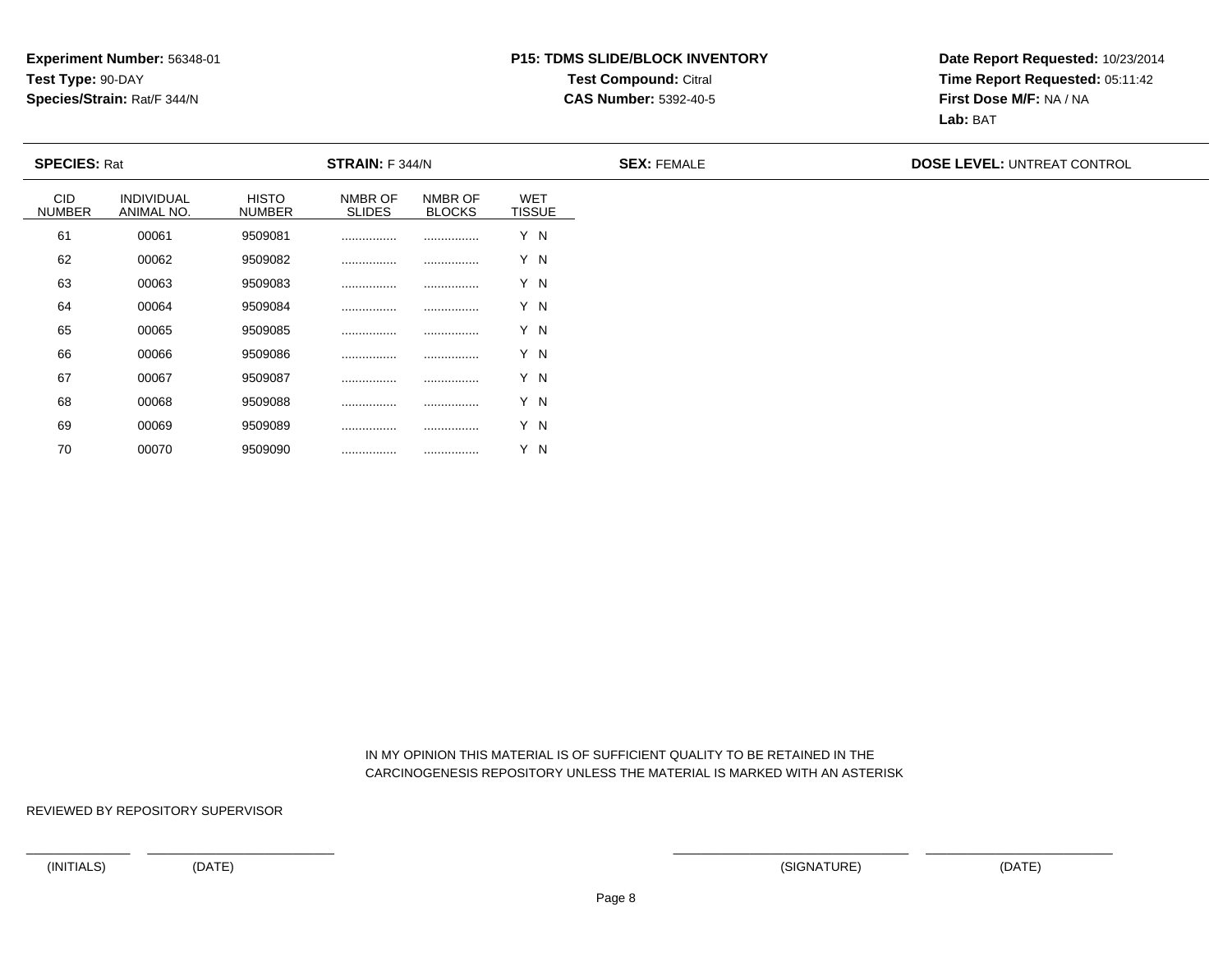**Experiment Number:** 56348-01
**Test Type:** 90-DAY
**Species/Strain:** Rat/F 344/N

**P15: TDMS SLIDE/BLOCK INVENTORY**
**Test Compound:** Citral
**CAS Number:** 5392-40-5

**Date Report Requested:** 10/23/2014
**Time Report Requested:** 05:11:42
**First Dose M/F:** NA / NA
**Lab:** BAT

**SPECIES:** Rat **STRAIN:** F 344/N **SEX:** FEMALE **DOSE LEVEL:** UNTREAT CONTROL

| CID NUMBER | INDIVIDUAL ANIMAL NO. | HISTO NUMBER | NMBR OF SLIDES | NMBR OF BLOCKS | WET TISSUE |
|---|---|---|---|---|---|
| 61 | 00061 | 9509081 | ................ | ................ | Y N |
| 62 | 00062 | 9509082 | ................ | ................ | Y N |
| 63 | 00063 | 9509083 | ................ | ................ | Y N |
| 64 | 00064 | 9509084 | ................ | ................ | Y N |
| 65 | 00065 | 9509085 | ................ | ................ | Y N |
| 66 | 00066 | 9509086 | ................ | ................ | Y N |
| 67 | 00067 | 9509087 | ................ | ................ | Y N |
| 68 | 00068 | 9509088 | ................ | ................ | Y N |
| 69 | 00069 | 9509089 | ................ | ................ | Y N |
| 70 | 00070 | 9509090 | ................ | ................ | Y N |

IN MY OPINION THIS MATERIAL IS OF SUFFICIENT QUALITY TO BE RETAINED IN THE CARCINOGENESIS REPOSITORY UNLESS THE MATERIAL IS MARKED WITH AN ASTERISK

REVIEWED BY REPOSITORY SUPERVISOR

(INITIALS) (DATE) (SIGNATURE) (DATE)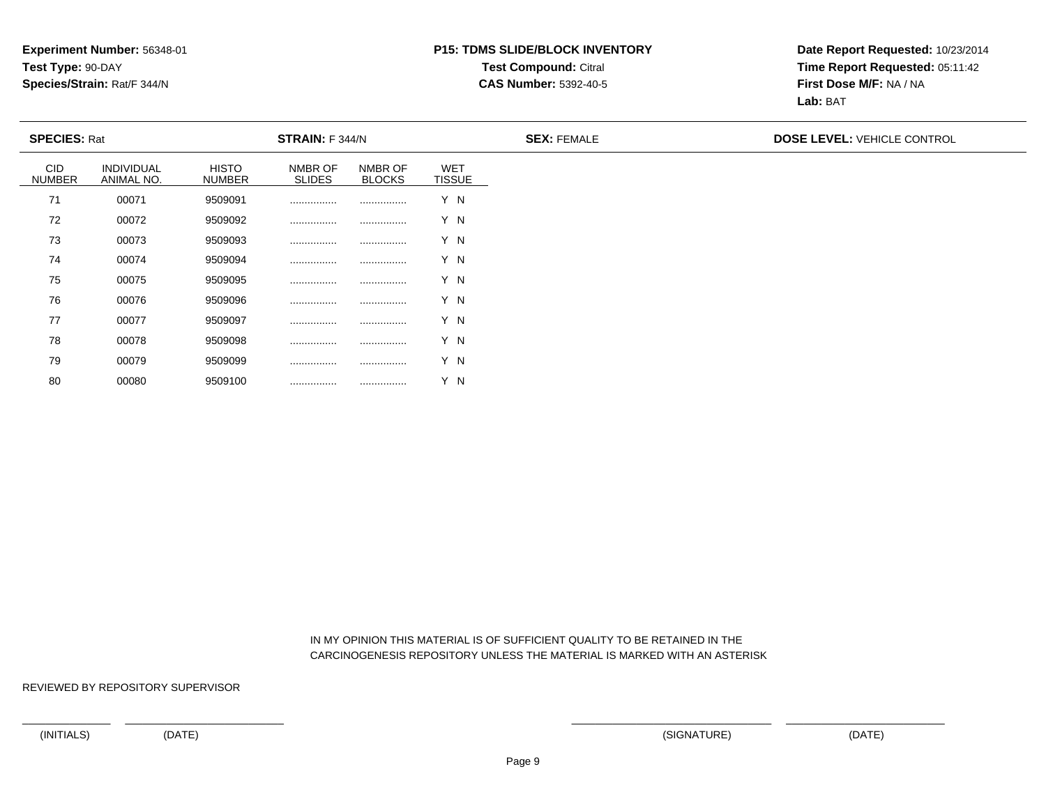**Experiment Number:** 56348-01
**Test Type:** 90-DAY
**Species/Strain:** Rat/F 344/N

**P15: TDMS SLIDE/BLOCK INVENTORY**
**Test Compound:** Citral
**CAS Number:** 5392-40-5

**Date Report Requested:** 10/23/2014
**Time Report Requested:** 05:11:42
**First Dose M/F:** NA / NA
**Lab:** BAT

**SPECIES:** Rat **STRAIN:** F 344/N **SEX:** FEMALE **DOSE LEVEL:** VEHICLE CONTROL

| CID NUMBER | INDIVIDUAL ANIMAL NO. | HISTO NUMBER | NMBR OF SLIDES | NMBR OF BLOCKS | WET TISSUE |
|---|---|---|---|---|---|
| 71 | 00071 | 9509091 | ................ | ................ | Y N |
| 72 | 00072 | 9509092 | ................ | ................ | Y N |
| 73 | 00073 | 9509093 | ................ | ................ | Y N |
| 74 | 00074 | 9509094 | ................ | ................ | Y N |
| 75 | 00075 | 9509095 | ................ | ................ | Y N |
| 76 | 00076 | 9509096 | ................ | ................ | Y N |
| 77 | 00077 | 9509097 | ................ | ................ | Y N |
| 78 | 00078 | 9509098 | ................ | ................ | Y N |
| 79 | 00079 | 9509099 | ................ | ................ | Y N |
| 80 | 00080 | 9509100 | ................ | ................ | Y N |

IN MY OPINION THIS MATERIAL IS OF SUFFICIENT QUALITY TO BE RETAINED IN THE CARCINOGENESIS REPOSITORY UNLESS THE MATERIAL IS MARKED WITH AN ASTERISK

REVIEWED BY REPOSITORY SUPERVISOR

(INITIALS) (DATE) (SIGNATURE) (DATE)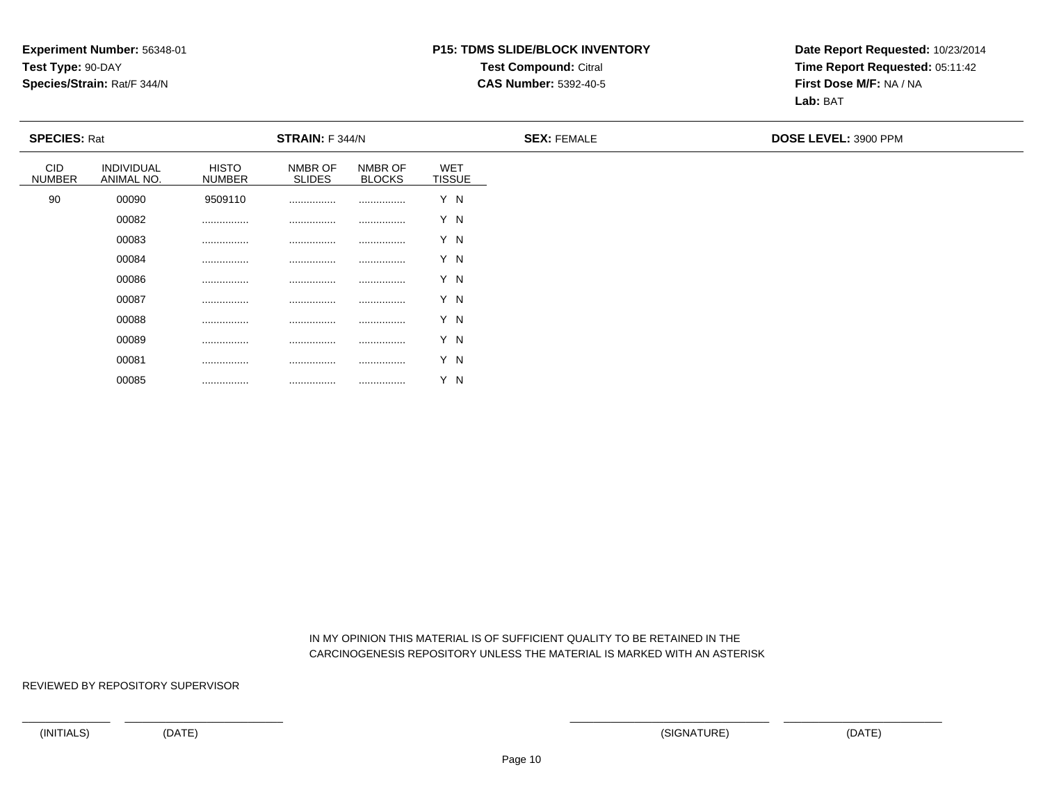**Experiment Number:** 56348-01
**Test Type:** 90-DAY
**Species/Strain:** Rat/F 344/N

**P15: TDMS SLIDE/BLOCK INVENTORY**
**Test Compound:** Citral
**CAS Number:** 5392-40-5

**Date Report Requested:** 10/23/2014
**Time Report Requested:** 05:11:42
**First Dose M/F:** NA / NA
**Lab:** BAT

**SPECIES:** Rat | **STRAIN:** F 344/N | **SEX:** FEMALE | **DOSE LEVEL:** 3900 PPM

| CID NUMBER | INDIVIDUAL ANIMAL NO. | HISTO NUMBER | NMBR OF SLIDES | NMBR OF BLOCKS | WET TISSUE |
|---|---|---|---|---|---|
| 90 | 00090 | 9509110 | ................ | ................ | Y N |
| | 00082 | ................ | ................ | ................ | Y N |
| | 00083 | ................ | ................ | ................ | Y N |
| | 00084 | ................ | ................ | ................ | Y N |
| | 00086 | ................ | ................ | ................ | Y N |
| | 00087 | ................ | ................ | ................ | Y N |
| | 00088 | ................ | ................ | ................ | Y N |
| | 00089 | ................ | ................ | ................ | Y N |
| | 00081 | ................ | ................ | ................ | Y N |
| | 00085 | ................ | ................ | ................ | Y N |

IN MY OPINION THIS MATERIAL IS OF SUFFICIENT QUALITY TO BE RETAINED IN THE CARCINOGENESIS REPOSITORY UNLESS THE MATERIAL IS MARKED WITH AN ASTERISK

REVIEWED BY REPOSITORY SUPERVISOR

(INITIALS) (DATE) (SIGNATURE) (DATE)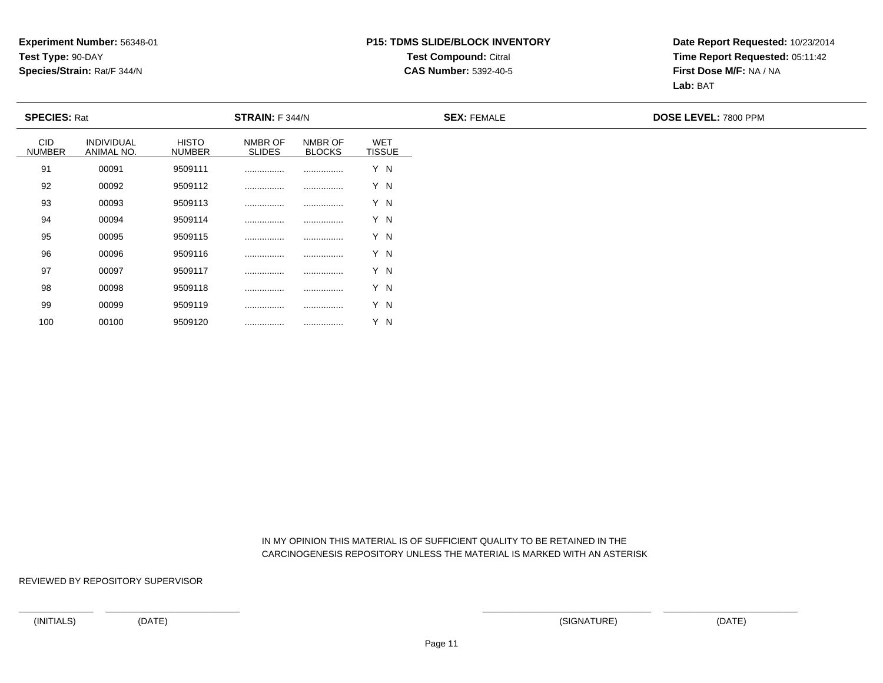**Experiment Number:** 56348-01
**Test Type:** 90-DAY
**Species/Strain:** Rat/F 344/N

**P15: TDMS SLIDE/BLOCK INVENTORY**
**Test Compound:** Citral
**CAS Number:** 5392-40-5

**Date Report Requested:** 10/23/2014
**Time Report Requested:** 05:11:42
**First Dose M/F:** NA / NA
**Lab:** BAT

**SPECIES:** Rat **STRAIN:** F 344/N **SEX:** FEMALE **DOSE LEVEL:** 7800 PPM

| CID NUMBER | INDIVIDUAL ANIMAL NO. | HISTO NUMBER | NMBR OF SLIDES | NMBR OF BLOCKS | WET TISSUE |
|---|---|---|---|---|---|
| 91 | 00091 | 9509111 | ................ | ................ | Y N |
| 92 | 00092 | 9509112 | ................ | ................ | Y N |
| 93 | 00093 | 9509113 | ................ | ................ | Y N |
| 94 | 00094 | 9509114 | ................ | ................ | Y N |
| 95 | 00095 | 9509115 | ................ | ................ | Y N |
| 96 | 00096 | 9509116 | ................ | ................ | Y N |
| 97 | 00097 | 9509117 | ................ | ................ | Y N |
| 98 | 00098 | 9509118 | ................ | ................ | Y N |
| 99 | 00099 | 9509119 | ................ | ................ | Y N |
| 100 | 00100 | 9509120 | ................ | ................ | Y N |

IN MY OPINION THIS MATERIAL IS OF SUFFICIENT QUALITY TO BE RETAINED IN THE CARCINOGENESIS REPOSITORY UNLESS THE MATERIAL IS MARKED WITH AN ASTERISK

REVIEWED BY REPOSITORY SUPERVISOR

(INITIALS) (DATE) (SIGNATURE) (DATE)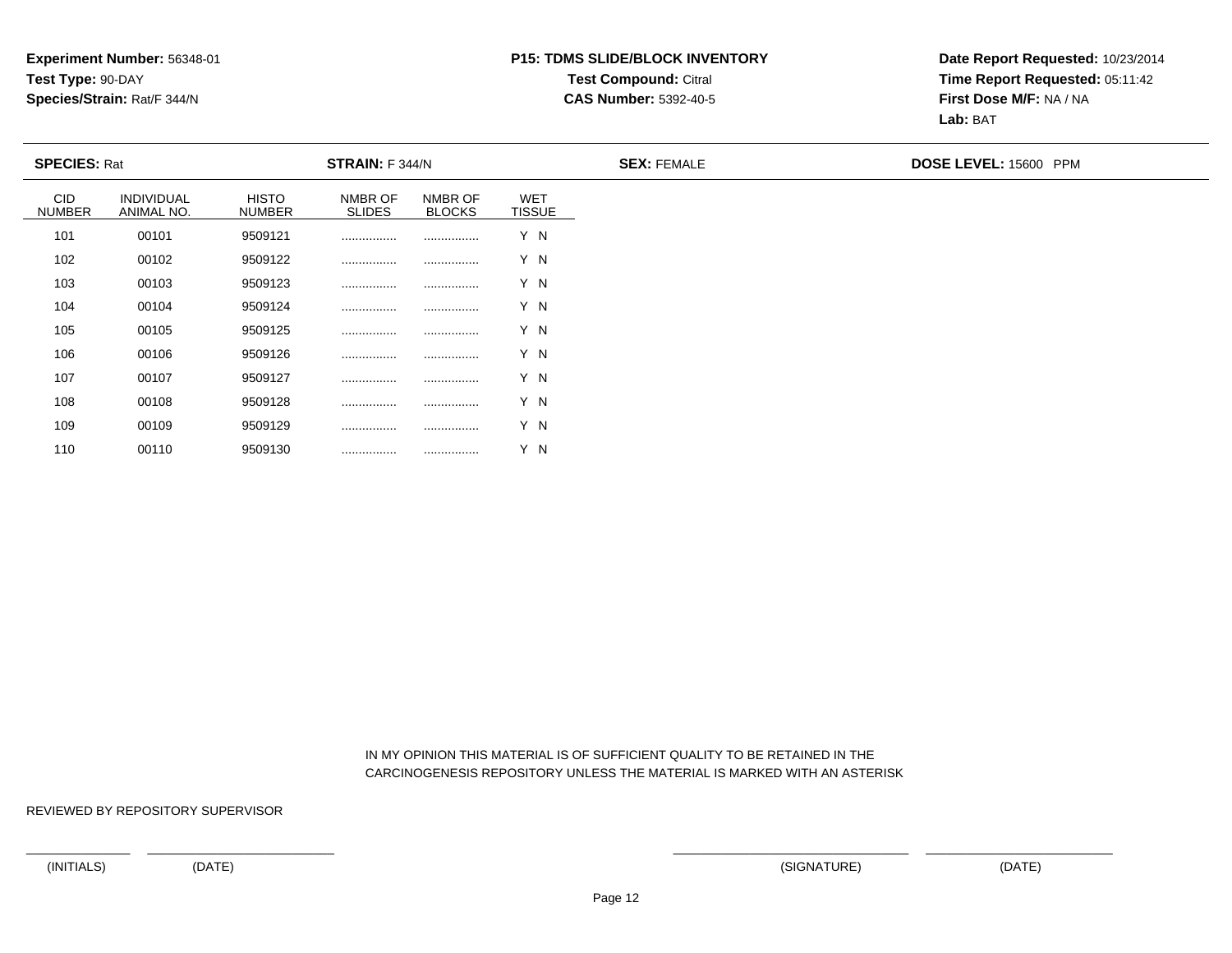**Experiment Number:** 56348-01
**Test Type:** 90-DAY
**Species/Strain:** Rat/F 344/N

**P15: TDMS SLIDE/BLOCK INVENTORY**
**Test Compound:** Citral
**CAS Number:** 5392-40-5

**Date Report Requested:** 10/23/2014
**Time Report Requested:** 05:11:42
**First Dose M/F:** NA / NA
**Lab:** BAT

**SPECIES:** Rat **STRAIN:** F 344/N **SEX:** FEMALE **DOSE LEVEL:** 15600 PPM

| CID NUMBER | INDIVIDUAL ANIMAL NO. | HISTO NUMBER | NMBR OF SLIDES | NMBR OF BLOCKS | WET TISSUE |
|---|---|---|---|---|---|
| 101 | 00101 | 9509121 | ................ | ................ | Y N |
| 102 | 00102 | 9509122 | ................ | ................ | Y N |
| 103 | 00103 | 9509123 | ................ | ................ | Y N |
| 104 | 00104 | 9509124 | ................ | ................ | Y N |
| 105 | 00105 | 9509125 | ................ | ................ | Y N |
| 106 | 00106 | 9509126 | ................ | ................ | Y N |
| 107 | 00107 | 9509127 | ................ | ................ | Y N |
| 108 | 00108 | 9509128 | ................ | ................ | Y N |
| 109 | 00109 | 9509129 | ................ | ................ | Y N |
| 110 | 00110 | 9509130 | ................ | ................ | Y N |

IN MY OPINION THIS MATERIAL IS OF SUFFICIENT QUALITY TO BE RETAINED IN THE CARCINOGENESIS REPOSITORY UNLESS THE MATERIAL IS MARKED WITH AN ASTERISK

REVIEWED BY REPOSITORY SUPERVISOR

(INITIALS) (DATE) (SIGNATURE) (DATE)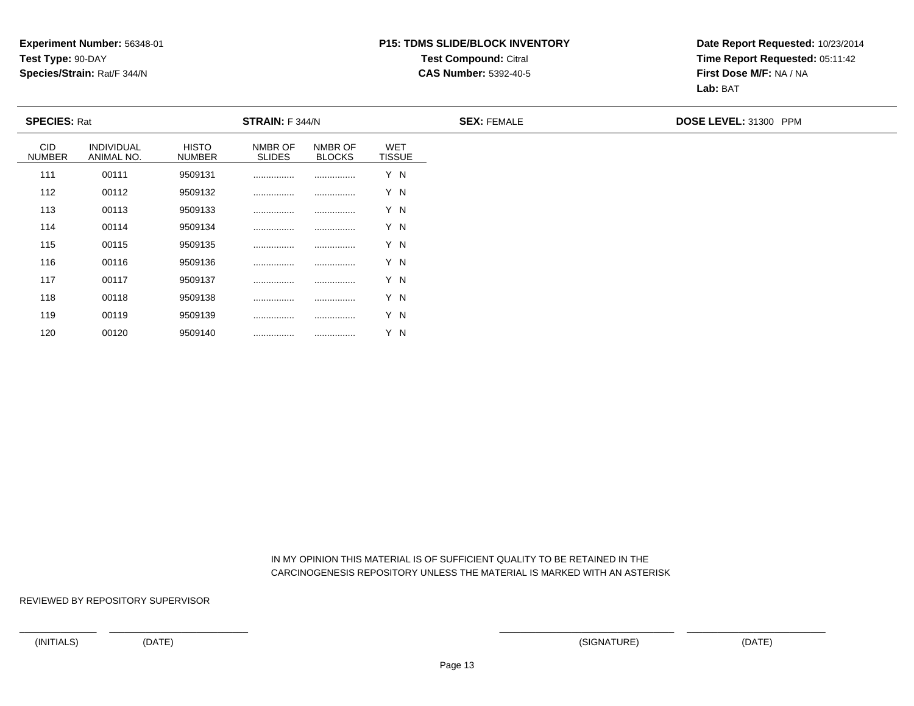**Experiment Number:** 56348-01
**Test Type:** 90-DAY
**Species/Strain:** Rat/F 344/N

**P15: TDMS SLIDE/BLOCK INVENTORY**
**Test Compound:** Citral
**CAS Number:** 5392-40-5

**Date Report Requested:** 10/23/2014
**Time Report Requested:** 05:11:42
**First Dose M/F:** NA / NA
**Lab:** BAT

**SPECIES:** Rat **STRAIN:** F 344/N **SEX:** FEMALE **DOSE LEVEL:** 31300 PPM

| CID NUMBER | INDIVIDUAL ANIMAL NO. | HISTO NUMBER | NMBR OF SLIDES | NMBR OF BLOCKS | WET TISSUE |
|---|---|---|---|---|---|
| 111 | 00111 | 9509131 | ................ | ................ | Y N |
| 112 | 00112 | 9509132 | ................ | ................ | Y N |
| 113 | 00113 | 9509133 | ................ | ................ | Y N |
| 114 | 00114 | 9509134 | ................ | ................ | Y N |
| 115 | 00115 | 9509135 | ................ | ................ | Y N |
| 116 | 00116 | 9509136 | ................ | ................ | Y N |
| 117 | 00117 | 9509137 | ................ | ................ | Y N |
| 118 | 00118 | 9509138 | ................ | ................ | Y N |
| 119 | 00119 | 9509139 | ................ | ................ | Y N |
| 120 | 00120 | 9509140 | ................ | ................ | Y N |

IN MY OPINION THIS MATERIAL IS OF SUFFICIENT QUALITY TO BE RETAINED IN THE CARCINOGENESIS REPOSITORY UNLESS THE MATERIAL IS MARKED WITH AN ASTERISK

REVIEWED BY REPOSITORY SUPERVISOR

(INITIALS) (DATE) (SIGNATURE) (DATE)